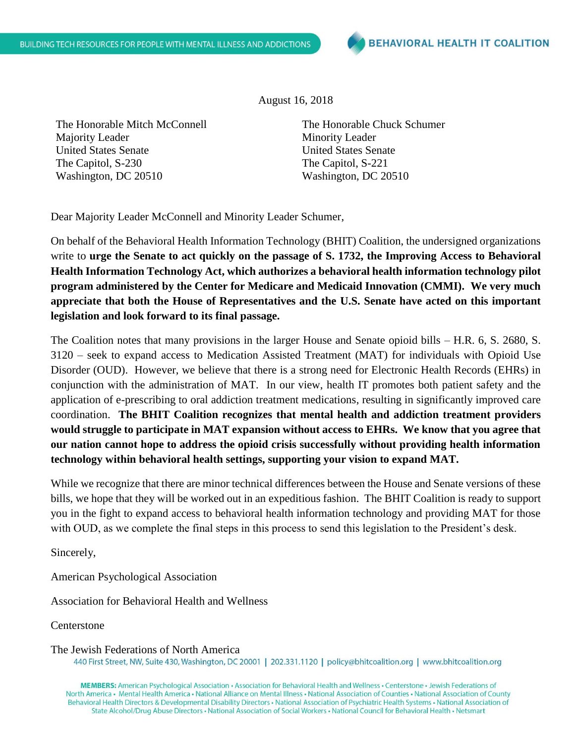BUILDING TECH RESOURCES FOR PEOPLE WITH MENTAL ILLNESS AND ADDICTIONS

BEHAVIORAL HEALTH IT COALITION

August 16, 2018

The Honorable Mitch McConnell
Majority Leader
United States Senate
The Capitol, S-230
Washington, DC 20510

The Honorable Chuck Schumer
Minority Leader
United States Senate
The Capitol, S-221
Washington, DC 20510

Dear Majority Leader McConnell and Minority Leader Schumer,

On behalf of the Behavioral Health Information Technology (BHIT) Coalition, the undersigned organizations write to **urge the Senate to act quickly on the passage of S. 1732, the Improving Access to Behavioral Health Information Technology Act, which authorizes a behavioral health information technology pilot program administered by the Center for Medicare and Medicaid Innovation (CMMI). We very much appreciate that both the House of Representatives and the U.S. Senate have acted on this important legislation and look forward to its final passage.**

The Coalition notes that many provisions in the larger House and Senate opioid bills – H.R. 6, S. 2680, S. 3120 – seek to expand access to Medication Assisted Treatment (MAT) for individuals with Opioid Use Disorder (OUD). However, we believe that there is a strong need for Electronic Health Records (EHRs) in conjunction with the administration of MAT. In our view, health IT promotes both patient safety and the application of e-prescribing to oral addiction treatment medications, resulting in significantly improved care coordination. **The BHIT Coalition recognizes that mental health and addiction treatment providers would struggle to participate in MAT expansion without access to EHRs. We know that you agree that our nation cannot hope to address the opioid crisis successfully without providing health information technology within behavioral health settings, supporting your vision to expand MAT.**

While we recognize that there are minor technical differences between the House and Senate versions of these bills, we hope that they will be worked out in an expeditious fashion. The BHIT Coalition is ready to support you in the fight to expand access to behavioral health information technology and providing MAT for those with OUD, as we complete the final steps in this process to send this legislation to the President's desk.

Sincerely,

American Psychological Association

Association for Behavioral Health and Wellness

Centerstone

The Jewish Federations of North America

440 First Street, NW, Suite 430, Washington, DC 20001 | 202.331.1120 | policy@bhitcoalition.org | www.bhitcoalition.org

**MEMBERS:** American Psychological Association • Association for Behavioral Health and Wellness • Centerstone • Jewish Federations of North America • Mental Health America • National Alliance on Mental Illness • National Association of Counties • National Association of County Behavioral Health Directors & Developmental Disability Directors • National Association of Psychiatric Health Systems • National Association of State Alcohol/Drug Abuse Directors • National Association of Social Workers • National Council for Behavioral Health • Netsmart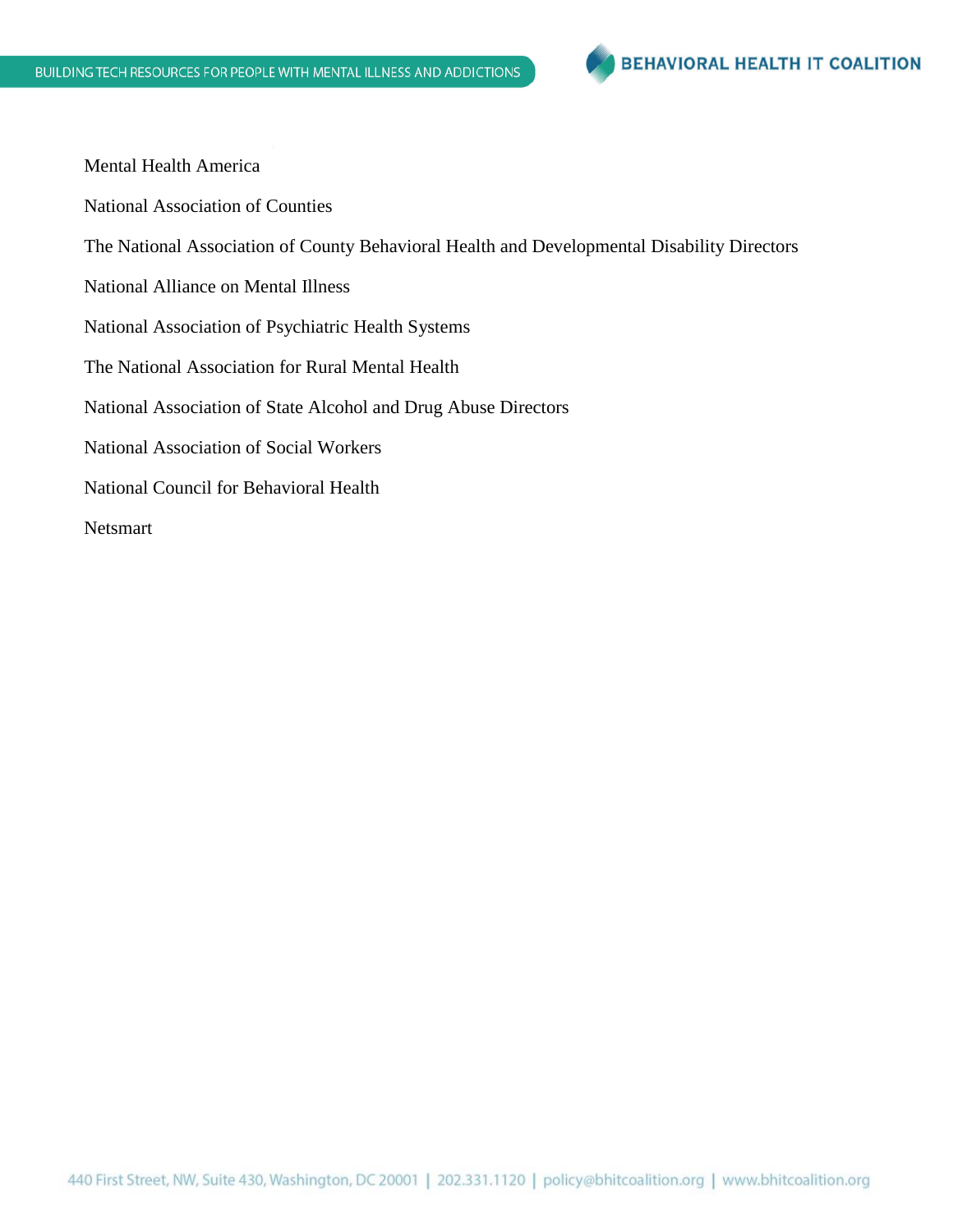Mental Health America

National Association of Counties

The National Association of County Behavioral Health and Developmental Disability Directors

National Alliance on Mental Illness

National Association of Psychiatric Health Systems

The National Association for Rural Mental Health

National Association of State Alcohol and Drug Abuse Directors

National Association of Social Workers

National Council for Behavioral Health

Netsmart